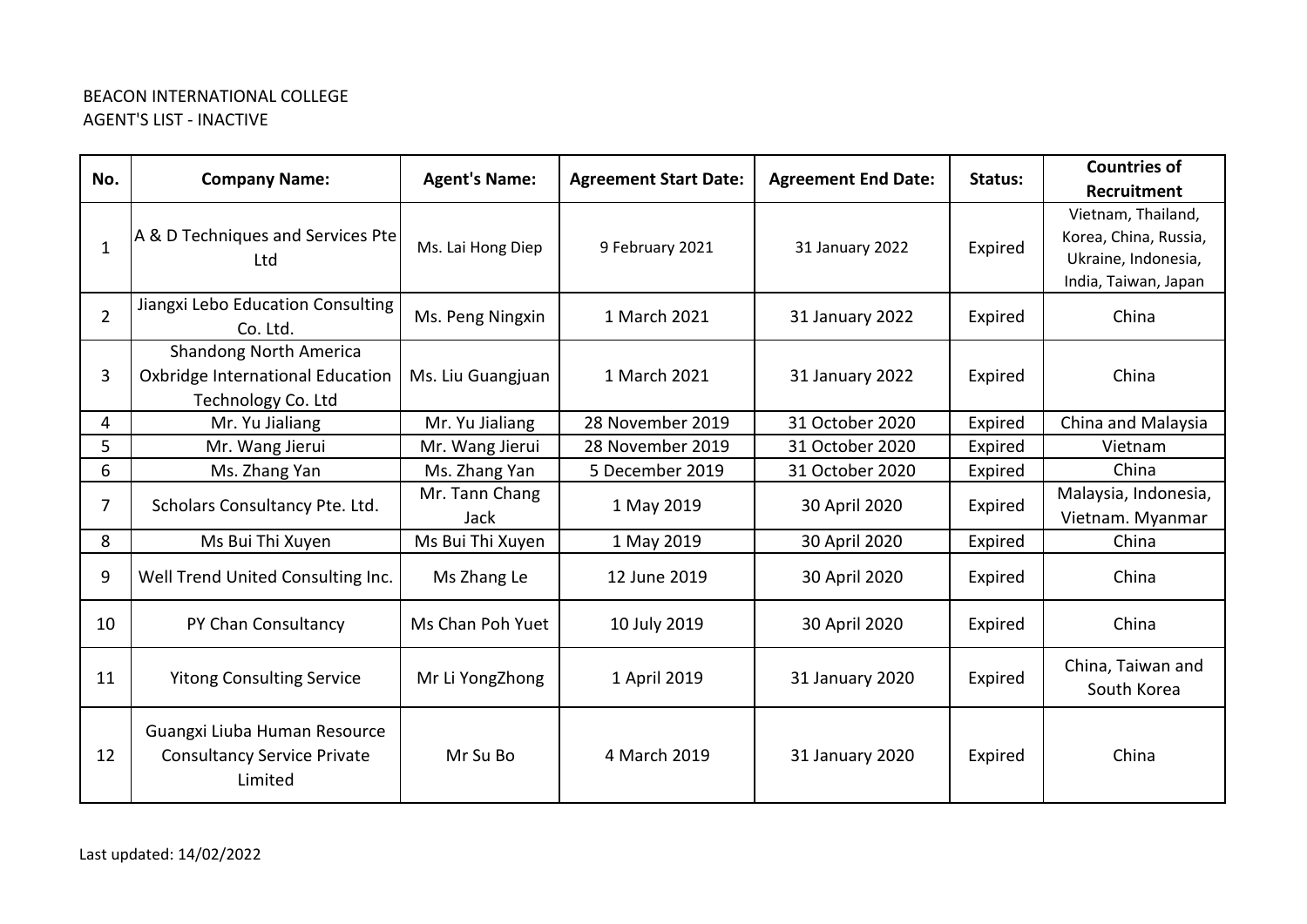BEACON INTERNATIONAL COLLEGE
AGENT'S LIST - INACTIVE

| No. | Company Name: | Agent's Name: | Agreement Start Date: | Agreement End Date: | Status: | Countries of Recruitment |
|---|---|---|---|---|---|---|
| 1 | A & D Techniques and Services Pte Ltd | Ms. Lai Hong Diep | 9 February 2021 | 31 January 2022 | Expired | Vietnam, Thailand, Korea, China, Russia, Ukraine, Indonesia, India, Taiwan, Japan |
| 2 | Jiangxi Lebo Education Consulting Co. Ltd. | Ms. Peng Ningxin | 1 March 2021 | 31 January 2022 | Expired | China |
| 3 | Shandong North America Oxbridge International Education Technology Co. Ltd | Ms. Liu Guangjuan | 1 March 2021 | 31 January 2022 | Expired | China |
| 4 | Mr. Yu Jialiang | Mr. Yu Jialiang | 28 November 2019 | 31 October 2020 | Expired | China and Malaysia |
| 5 | Mr. Wang Jierui | Mr. Wang Jierui | 28 November 2019 | 31 October 2020 | Expired | Vietnam |
| 6 | Ms. Zhang Yan | Ms. Zhang Yan | 5 December 2019 | 31 October 2020 | Expired | China |
| 7 | Scholars Consultancy Pte. Ltd. | Mr. Tann Chang Jack | 1 May 2019 | 30 April 2020 | Expired | Malaysia, Indonesia, Vietnam. Myanmar |
| 8 | Ms Bui Thi Xuyen | Ms Bui Thi Xuyen | 1 May 2019 | 30 April 2020 | Expired | China |
| 9 | Well Trend United Consulting Inc. | Ms Zhang Le | 12 June 2019 | 30 April 2020 | Expired | China |
| 10 | PY Chan Consultancy | Ms Chan Poh Yuet | 10 July 2019 | 30 April 2020 | Expired | China |
| 11 | Yitong Consulting Service | Mr Li YongZhong | 1 April 2019 | 31 January 2020 | Expired | China, Taiwan and South Korea |
| 12 | Guangxi Liuba Human Resource Consultancy Service Private Limited | Mr Su Bo | 4 March 2019 | 31 January 2020 | Expired | China |

Last updated: 14/02/2022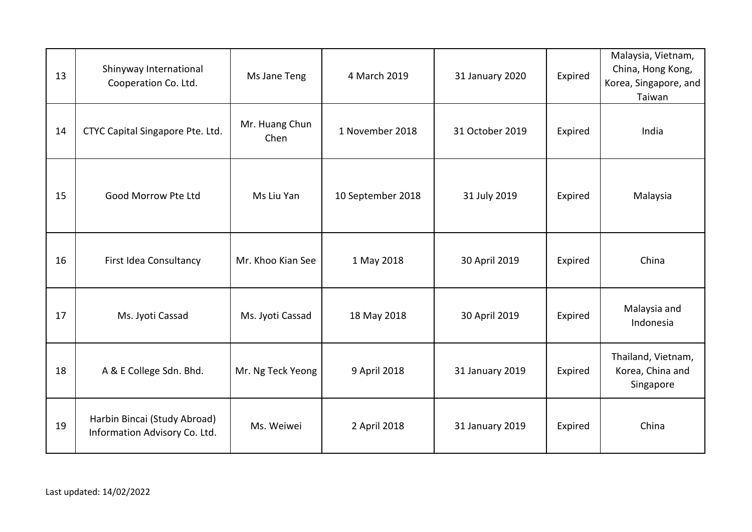| 13 | Shinyway International Cooperation Co. Ltd. | Ms Jane Teng | 4 March 2019 | 31 January 2020 | Expired | Malaysia, Vietnam, China, Hong Kong, Korea, Singapore, and Taiwan |
|---|---|---|---|---|---|---|
| 14 | CTYC Capital Singapore Pte. Ltd. | Mr. Huang Chun Chen | 1 November 2018 | 31 October 2019 | Expired | India |
| 15 | Good Morrow Pte Ltd | Ms Liu Yan | 10 September 2018 | 31 July 2019 | Expired | Malaysia |
| 16 | First Idea Consultancy | Mr. Khoo Kian See | 1 May 2018 | 30 April 2019 | Expired | China |
| 17 | Ms. Jyoti Cassad | Ms. Jyoti Cassad | 18 May 2018 | 30 April 2019 | Expired | Malaysia and Indonesia |
| 18 | A & E College Sdn. Bhd. | Mr. Ng Teck Yeong | 9 April 2018 | 31 January 2019 | Expired | Thailand, Vietnam, Korea, China and Singapore |
| 19 | Harbin Bincai (Study Abroad) Information Advisory Co. Ltd. | Ms. Weiwei | 2 April 2018 | 31 January 2019 | Expired | China |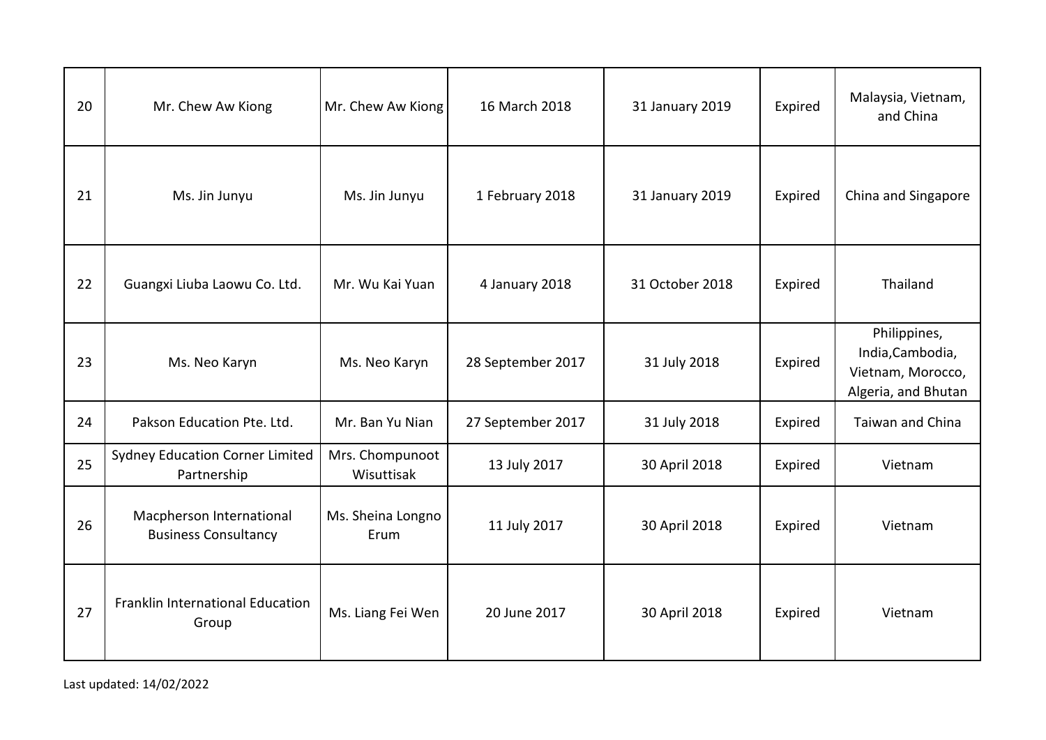| 20 | Mr. Chew Aw Kiong | Mr. Chew Aw Kiong | 16 March 2018 | 31 January 2019 | Expired | Malaysia, Vietnam, and China |
|---|---|---|---|---|---|---|
| 21 | Ms. Jin Junyu | Ms. Jin Junyu | 1 February 2018 | 31 January 2019 | Expired | China and Singapore |
| 22 | Guangxi Liuba Laowu Co. Ltd. | Mr. Wu Kai Yuan | 4 January 2018 | 31 October 2018 | Expired | Thailand |
| 23 | Ms. Neo Karyn | Ms. Neo Karyn | 28 September 2017 | 31 July 2018 | Expired | Philippines, India,Cambodia, Vietnam, Morocco, Algeria, and Bhutan |
| 24 | Pakson Education Pte. Ltd. | Mr. Ban Yu Nian | 27 September 2017 | 31 July 2018 | Expired | Taiwan and China |
| 25 | Sydney Education Corner Limited Partnership | Mrs. Chompunoot Wisuttisak | 13 July 2017 | 30 April 2018 | Expired | Vietnam |
| 26 | Macpherson International Business Consultancy | Ms. Sheina Longno Erum | 11 July 2017 | 30 April 2018 | Expired | Vietnam |
| 27 | Franklin International Education Group | Ms. Liang Fei Wen | 20 June 2017 | 30 April 2018 | Expired | Vietnam |

Last updated: 14/02/2022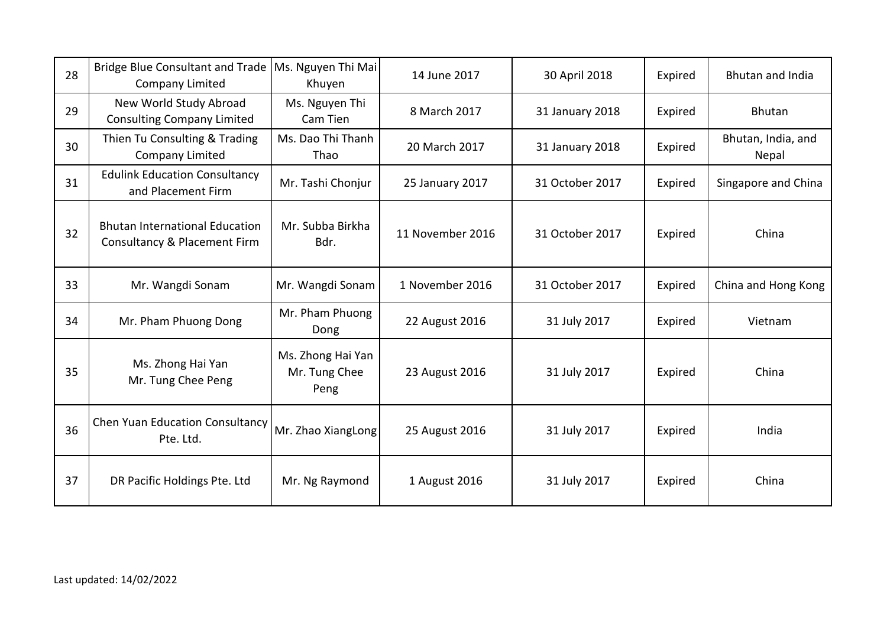| 28 | Bridge Blue Consultant and Trade Company Limited | Ms. Nguyen Thi Mai Khuyen | 14 June 2017 | 30 April 2018 | Expired | Bhutan and India |
|---|---|---|---|---|---|---|
| 29 | New World Study Abroad Consulting Company Limited | Ms. Nguyen Thi Cam Tien | 8 March 2017 | 31 January 2018 | Expired | Bhutan |
| 30 | Thien Tu Consulting & Trading Company Limited | Ms. Dao Thi Thanh Thao | 20 March 2017 | 31 January 2018 | Expired | Bhutan, India, and Nepal |
| 31 | Edulink Education Consultancy and Placement Firm | Mr. Tashi Chonjur | 25 January 2017 | 31 October 2017 | Expired | Singapore and China |
| 32 | Bhutan International Education Consultancy & Placement Firm | Mr. Subba Birkha Bdr. | 11 November 2016 | 31 October 2017 | Expired | China |
| 33 | Mr. Wangdi Sonam | Mr. Wangdi Sonam | 1 November 2016 | 31 October 2017 | Expired | China and Hong Kong |
| 34 | Mr. Pham Phuong Dong | Mr. Pham Phuong Dong | 22 August 2016 | 31 July 2017 | Expired | Vietnam |
| 35 | Ms. Zhong Hai Yan<br>Mr. Tung Chee Peng | Ms. Zhong Hai Yan<br>Mr. Tung Chee Peng | 23 August 2016 | 31 July 2017 | Expired | China |
| 36 | Chen Yuan Education Consultancy Pte. Ltd. | Mr. Zhao XiangLong | 25 August 2016 | 31 July 2017 | Expired | India |
| 37 | DR Pacific Holdings Pte. Ltd | Mr. Ng Raymond | 1 August 2016 | 31 July 2017 | Expired | China |

Last updated: 14/02/2022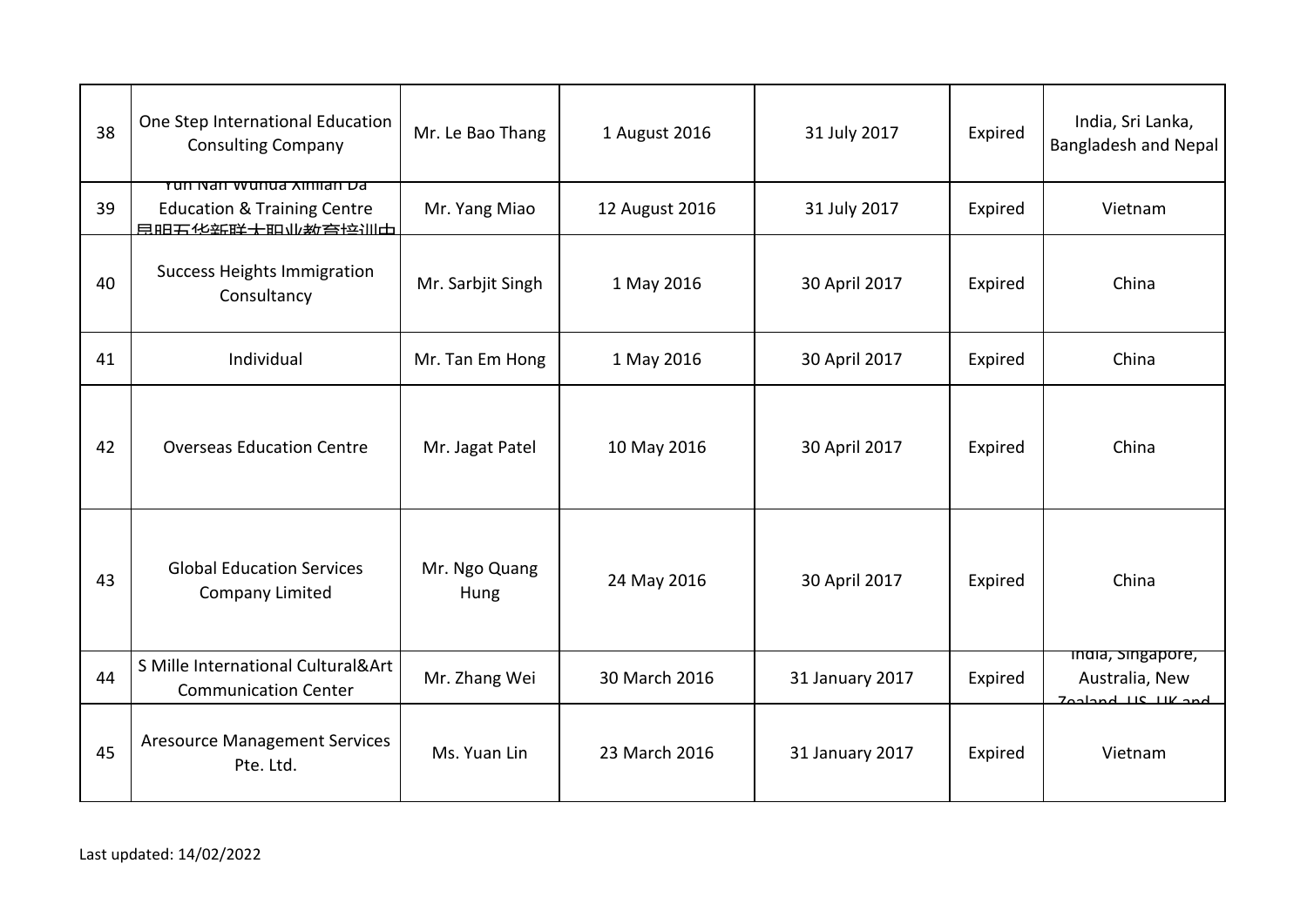| 38 | One Step International Education Consulting Company | Mr. Le Bao Thang | 1 August 2016 | 31 July 2017 | Expired | India, Sri Lanka, Bangladesh and Nepal |
|---|---|---|---|---|---|---|
| 39 | Yun Nan Wunda Xinlian Da Education & Training Centre 昆明五华新联大职业教育培训中 | Mr. Yang Miao | 12 August 2016 | 31 July 2017 | Expired | Vietnam |
| 40 | Success Heights Immigration Consultancy | Mr. Sarbjit Singh | 1 May 2016 | 30 April 2017 | Expired | China |
| 41 | Individual | Mr. Tan Em Hong | 1 May 2016 | 30 April 2017 | Expired | China |
| 42 | Overseas Education Centre | Mr. Jagat Patel | 10 May 2016 | 30 April 2017 | Expired | China |
| 43 | Global Education Services Company Limited | Mr. Ngo Quang Hung | 24 May 2016 | 30 April 2017 | Expired | China |
| 44 | S Mille International Cultural&Art Communication Center | Mr. Zhang Wei | 30 March 2016 | 31 January 2017 | Expired | India, Singapore, Australia, New Zealand, US, UK and |
| 45 | Aresource Management Services Pte. Ltd. | Ms. Yuan Lin | 23 March 2016 | 31 January 2017 | Expired | Vietnam |

Last updated: 14/02/2022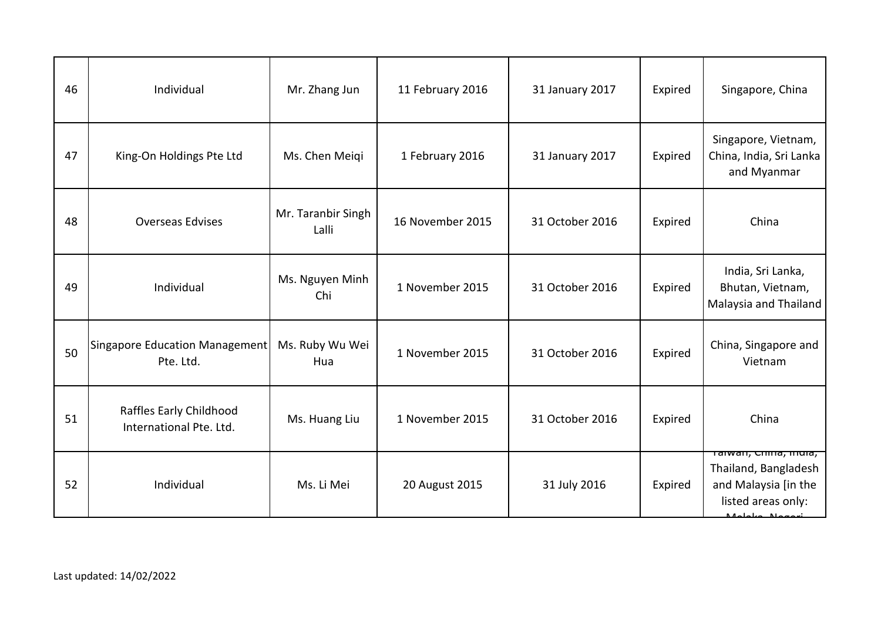| | | | | | | |
|---|---|---|---|---|---|---|
| 46 | Individual | Mr. Zhang Jun | 11 February 2016 | 31 January 2017 | Expired | Singapore, China |
| 47 | King-On Holdings Pte Ltd | Ms. Chen Meiqi | 1 February 2016 | 31 January 2017 | Expired | Singapore, Vietnam, China, India, Sri Lanka and Myanmar |
| 48 | Overseas Edvises | Mr. Taranbir Singh Lalli | 16 November 2015 | 31 October 2016 | Expired | China |
| 49 | Individual | Ms. Nguyen Minh Chi | 1 November 2015 | 31 October 2016 | Expired | India, Sri Lanka, Bhutan, Vietnam, Malaysia and Thailand |
| 50 | Singapore Education Management Pte. Ltd. | Ms. Ruby Wu Wei Hua | 1 November 2015 | 31 October 2016 | Expired | China, Singapore and Vietnam |
| 51 | Raffles Early Childhood International Pte. Ltd. | Ms. Huang Liu | 1 November 2015 | 31 October 2016 | Expired | China |
| 52 | Individual | Ms. Li Mei | 20 August 2015 | 31 July 2016 | Expired | Taiwan, China, India, Thailand, Bangladesh and Malaysia [in the listed areas only: Melaka, Negeri |

Last updated: 14/02/2022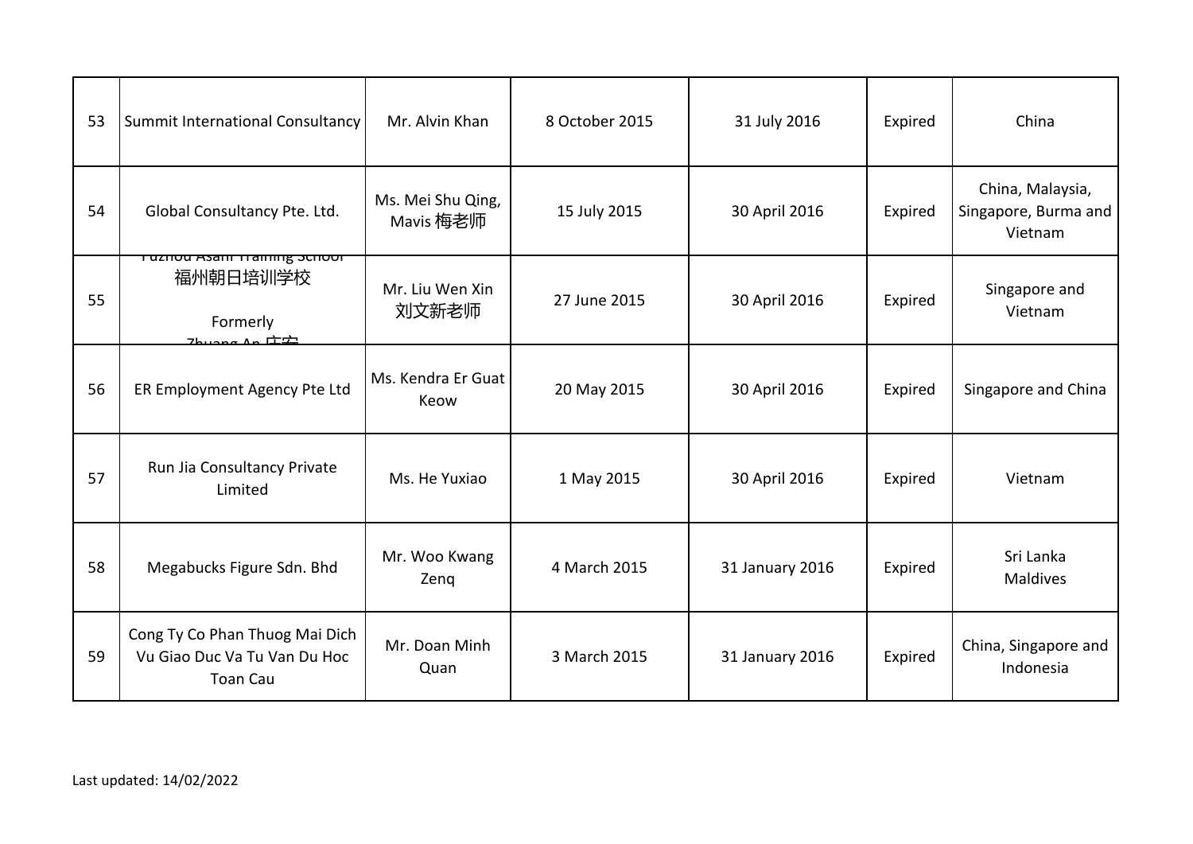| 53 | Summit International Consultancy | Mr. Alvin Khan | 8 October 2015 | 31 July 2016 | Expired | China |
|---|---|---|---|---|---|---|
| 54 | Global Consultancy Pte. Ltd. | Ms. Mei Shu Qing, Mavis 梅老师 | 15 July 2015 | 30 April 2016 | Expired | China, Malaysia, Singapore, Burma and Vietnam |
| 55 | Fuzhou Asahi Training School 福州朝日培训学校 Formerly Zhuang An 庄安 | Mr. Liu Wen Xin 刘文新老师 | 27 June 2015 | 30 April 2016 | Expired | Singapore and Vietnam |
| 56 | ER Employment Agency Pte Ltd | Ms. Kendra Er Guat Keow | 20 May 2015 | 30 April 2016 | Expired | Singapore and China |
| 57 | Run Jia Consultancy Private Limited | Ms. He Yuxiao | 1 May 2015 | 30 April 2016 | Expired | Vietnam |
| 58 | Megabucks Figure Sdn. Bhd | Mr. Woo Kwang Zenq | 4 March 2015 | 31 January 2016 | Expired | Sri Lanka Maldives |
| 59 | Cong Ty Co Phan Thuog Mai Dich Vu Giao Duc Va Tu Van Du Hoc Toan Cau | Mr. Doan Minh Quan | 3 March 2015 | 31 January 2016 | Expired | China, Singapore and Indonesia |

Last updated: 14/02/2022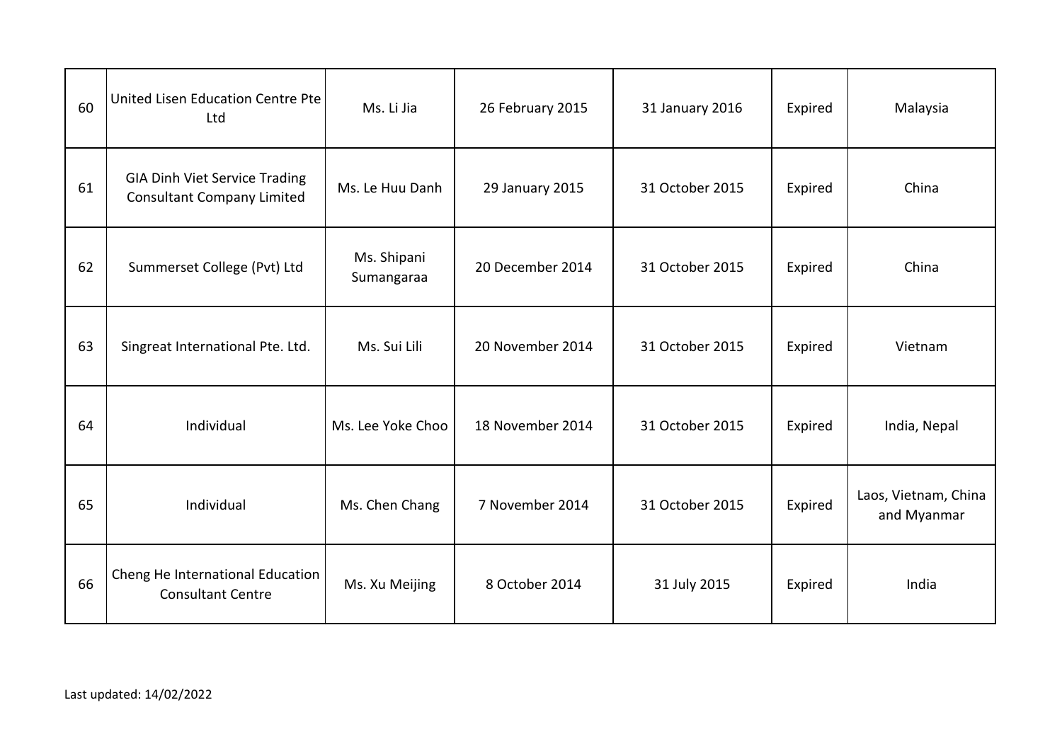| 60 | United Lisen Education Centre Pte Ltd | Ms. Li Jia | 26 February 2015 | 31 January 2016 | Expired | Malaysia |
|---|---|---|---|---|---|---|
| 61 | GIA Dinh Viet Service Trading Consultant Company Limited | Ms. Le Huu Danh | 29 January 2015 | 31 October 2015 | Expired | China |
| 62 | Summerset College (Pvt) Ltd | Ms. Shipani Sumangaraa | 20 December 2014 | 31 October 2015 | Expired | China |
| 63 | Singreat International Pte. Ltd. | Ms. Sui Lili | 20 November 2014 | 31 October 2015 | Expired | Vietnam |
| 64 | Individual | Ms. Lee Yoke Choo | 18 November 2014 | 31 October 2015 | Expired | India, Nepal |
| 65 | Individual | Ms. Chen Chang | 7 November 2014 | 31 October 2015 | Expired | Laos, Vietnam, China and Myanmar |
| 66 | Cheng He International Education Consultant Centre | Ms. Xu Meijing | 8 October 2014 | 31 July 2015 | Expired | India |

Last updated: 14/02/2022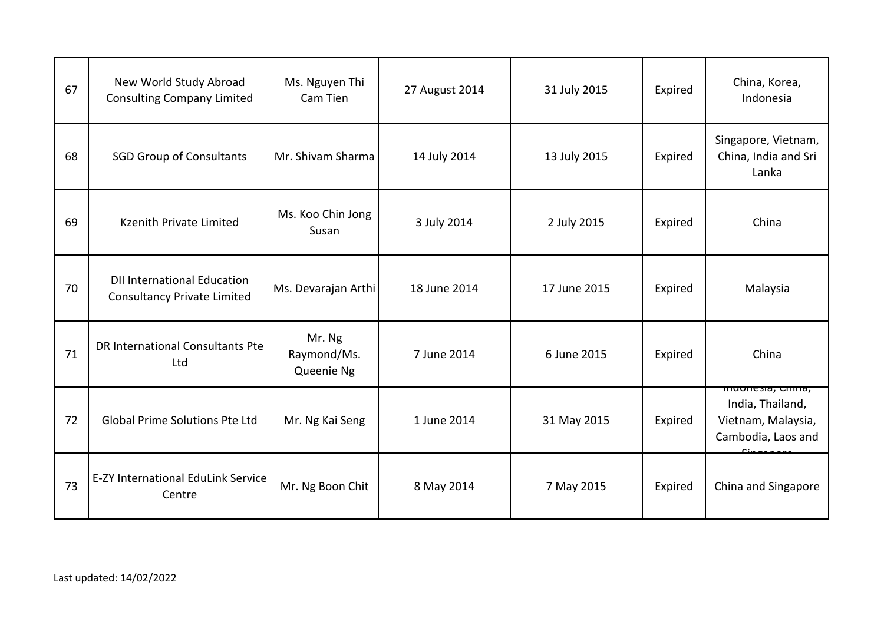| 67 | New World Study Abroad Consulting Company Limited | Ms. Nguyen Thi Cam Tien | 27 August 2014 | 31 July 2015 | Expired | China, Korea, Indonesia |
|---|---|---|---|---|---|---|
| 68 | SGD Group of Consultants | Mr. Shivam Sharma | 14 July 2014 | 13 July 2015 | Expired | Singapore, Vietnam, China, India and Sri Lanka |
| 69 | Kzenith Private Limited | Ms. Koo Chin Jong Susan | 3 July 2014 | 2 July 2015 | Expired | China |
| 70 | DII International Education Consultancy Private Limited | Ms. Devarajan Arthi | 18 June 2014 | 17 June 2015 | Expired | Malaysia |
| 71 | DR International Consultants Pte Ltd | Mr. Ng Raymond/Ms. Queenie Ng | 7 June 2014 | 6 June 2015 | Expired | China |
| 72 | Global Prime Solutions Pte Ltd | Mr. Ng Kai Seng | 1 June 2014 | 31 May 2015 | Expired | Indonesia, China, India, Thailand, Vietnam, Malaysia, Cambodia, Laos and Singapore |
| 73 | E-ZY International EduLink Service Centre | Mr. Ng Boon Chit | 8 May 2014 | 7 May 2015 | Expired | China and Singapore |

Last updated: 14/02/2022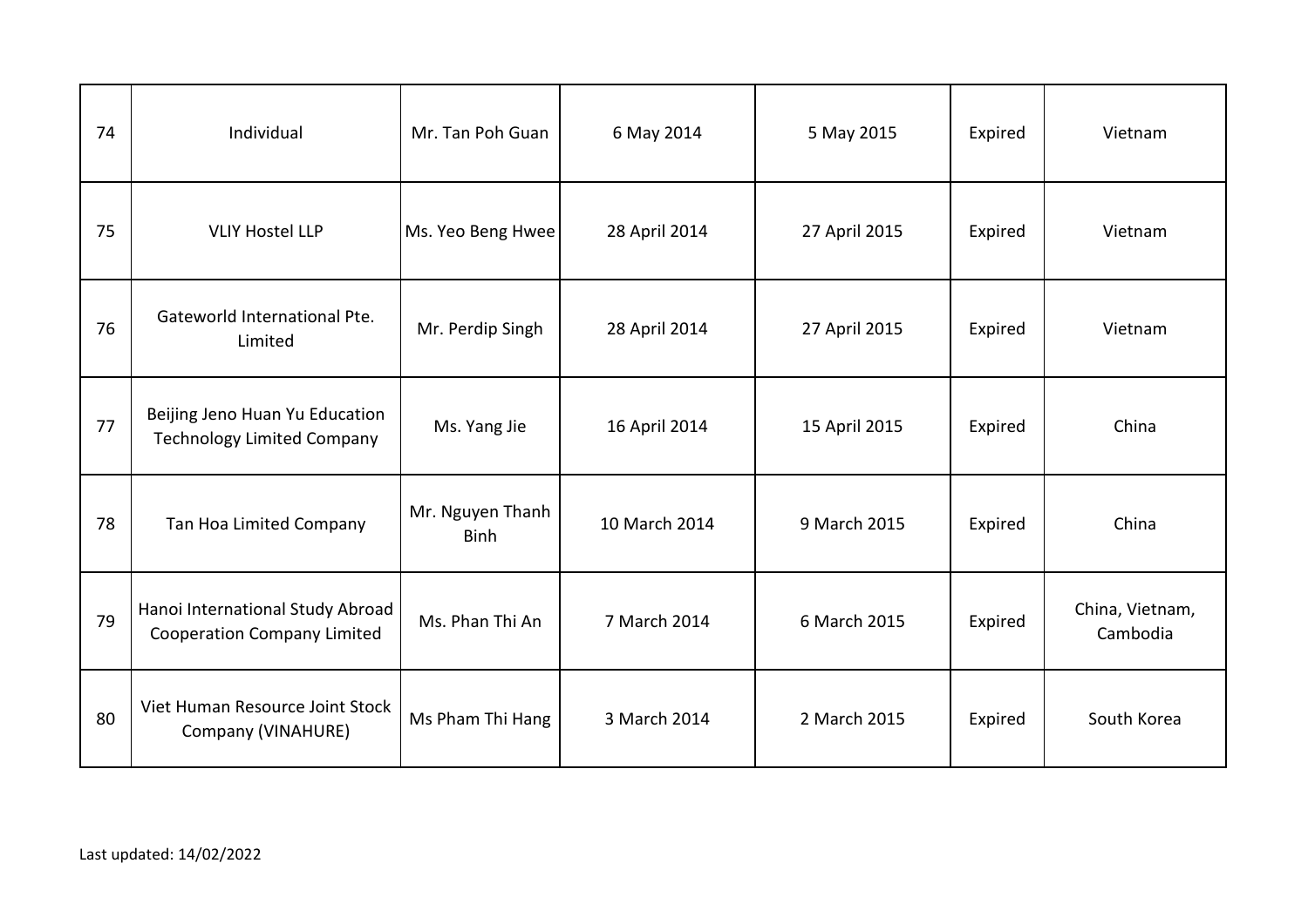| | | | | | | |
|---|---|---|---|---|---|---|
| 74 | Individual | Mr. Tan Poh Guan | 6 May 2014 | 5 May 2015 | Expired | Vietnam |
| 75 | VLIY Hostel LLP | Ms. Yeo Beng Hwee | 28 April 2014 | 27 April 2015 | Expired | Vietnam |
| 76 | Gateworld International Pte. Limited | Mr. Perdip Singh | 28 April 2014 | 27 April 2015 | Expired | Vietnam |
| 77 | Beijing Jeno Huan Yu Education Technology Limited Company | Ms. Yang Jie | 16 April 2014 | 15 April 2015 | Expired | China |
| 78 | Tan Hoa Limited Company | Mr. Nguyen Thanh Binh | 10 March 2014 | 9 March 2015 | Expired | China |
| 79 | Hanoi International Study Abroad Cooperation Company Limited | Ms. Phan Thi An | 7 March 2014 | 6 March 2015 | Expired | China, Vietnam, Cambodia |
| 80 | Viet Human Resource Joint Stock Company (VINAHURE) | Ms Pham Thi Hang | 3 March 2014 | 2 March 2015 | Expired | South Korea |

Last updated: 14/02/2022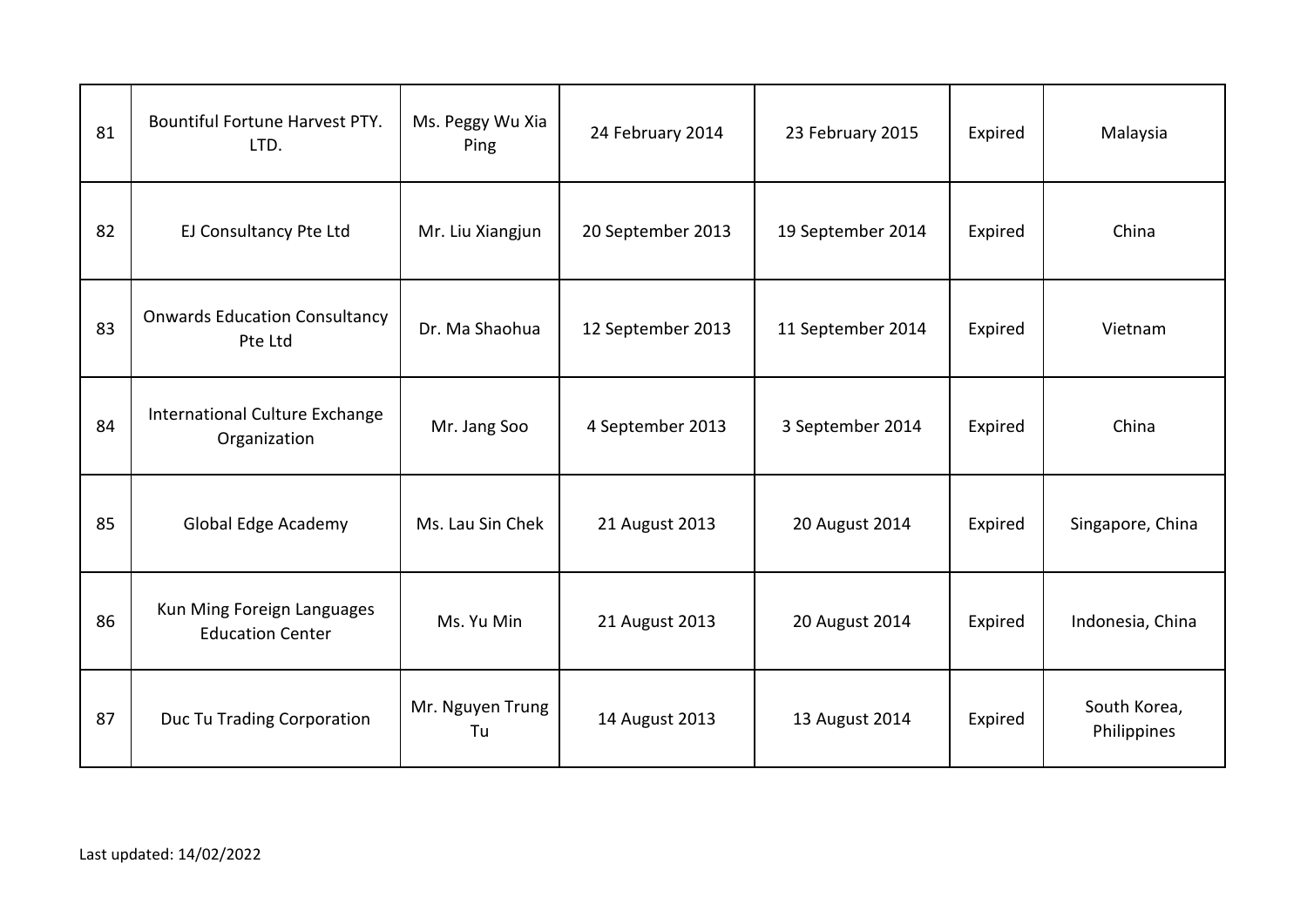| 81 | Bountiful Fortune Harvest PTY. LTD. | Ms. Peggy Wu Xia Ping | 24 February 2014 | 23 February 2015 | Expired | Malaysia |
|---|---|---|---|---|---|---|
| 82 | EJ Consultancy Pte Ltd | Mr. Liu Xiangjun | 20 September 2013 | 19 September 2014 | Expired | China |
| 83 | Onwards Education Consultancy Pte Ltd | Dr. Ma Shaohua | 12 September 2013 | 11 September 2014 | Expired | Vietnam |
| 84 | International Culture Exchange Organization | Mr. Jang Soo | 4 September 2013 | 3 September 2014 | Expired | China |
| 85 | Global Edge Academy | Ms. Lau Sin Chek | 21 August 2013 | 20 August 2014 | Expired | Singapore, China |
| 86 | Kun Ming Foreign Languages Education Center | Ms. Yu Min | 21 August 2013 | 20 August 2014 | Expired | Indonesia, China |
| 87 | Duc Tu Trading Corporation | Mr. Nguyen Trung Tu | 14 August 2013 | 13 August 2014 | Expired | South Korea, Philippines |

Last updated: 14/02/2022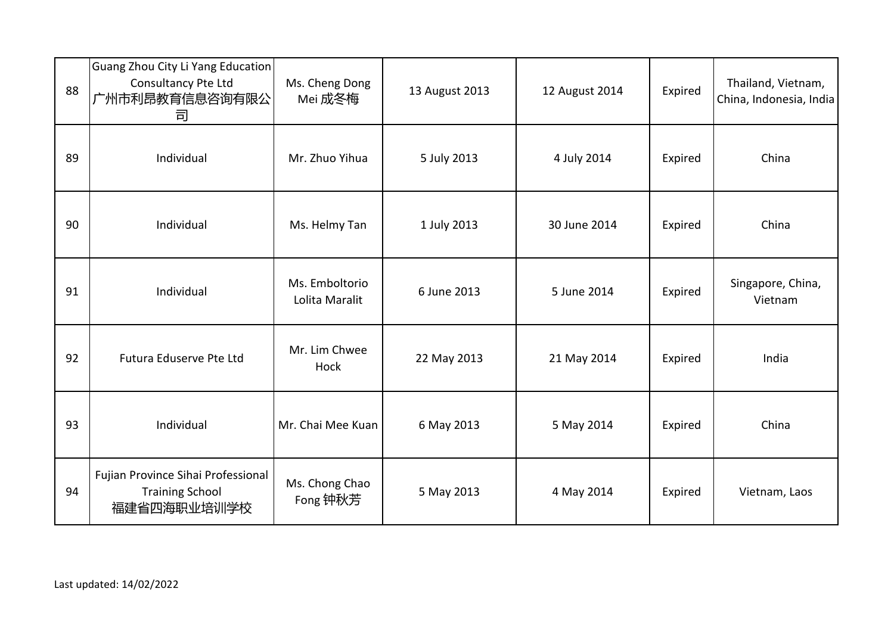| 88 | Guang Zhou City Li Yang Education Consultancy Pte Ltd 广州市利昂教育信息咨询有限公司 | Ms. Cheng Dong Mei 成冬梅 | 13 August 2013 | 12 August 2014 | Expired | Thailand, Vietnam, China, Indonesia, India |
|---|---|---|---|---|---|---|
| 89 | Individual | Mr. Zhuo Yihua | 5 July 2013 | 4 July 2014 | Expired | China |
| 90 | Individual | Ms. Helmy Tan | 1 July 2013 | 30 June 2014 | Expired | China |
| 91 | Individual | Ms. Emboltorio Lolita Maralit | 6 June 2013 | 5 June 2014 | Expired | Singapore, China, Vietnam |
| 92 | Futura Eduserve Pte Ltd | Mr. Lim Chwee Hock | 22 May 2013 | 21 May 2014 | Expired | India |
| 93 | Individual | Mr. Chai Mee Kuan | 6 May 2013 | 5 May 2014 | Expired | China |
| 94 | Fujian Province Sihai Professional Training School 福建省四海职业培训学校 | Ms. Chong Chao Fong 钟秋芳 | 5 May 2013 | 4 May 2014 | Expired | Vietnam, Laos |

Last updated: 14/02/2022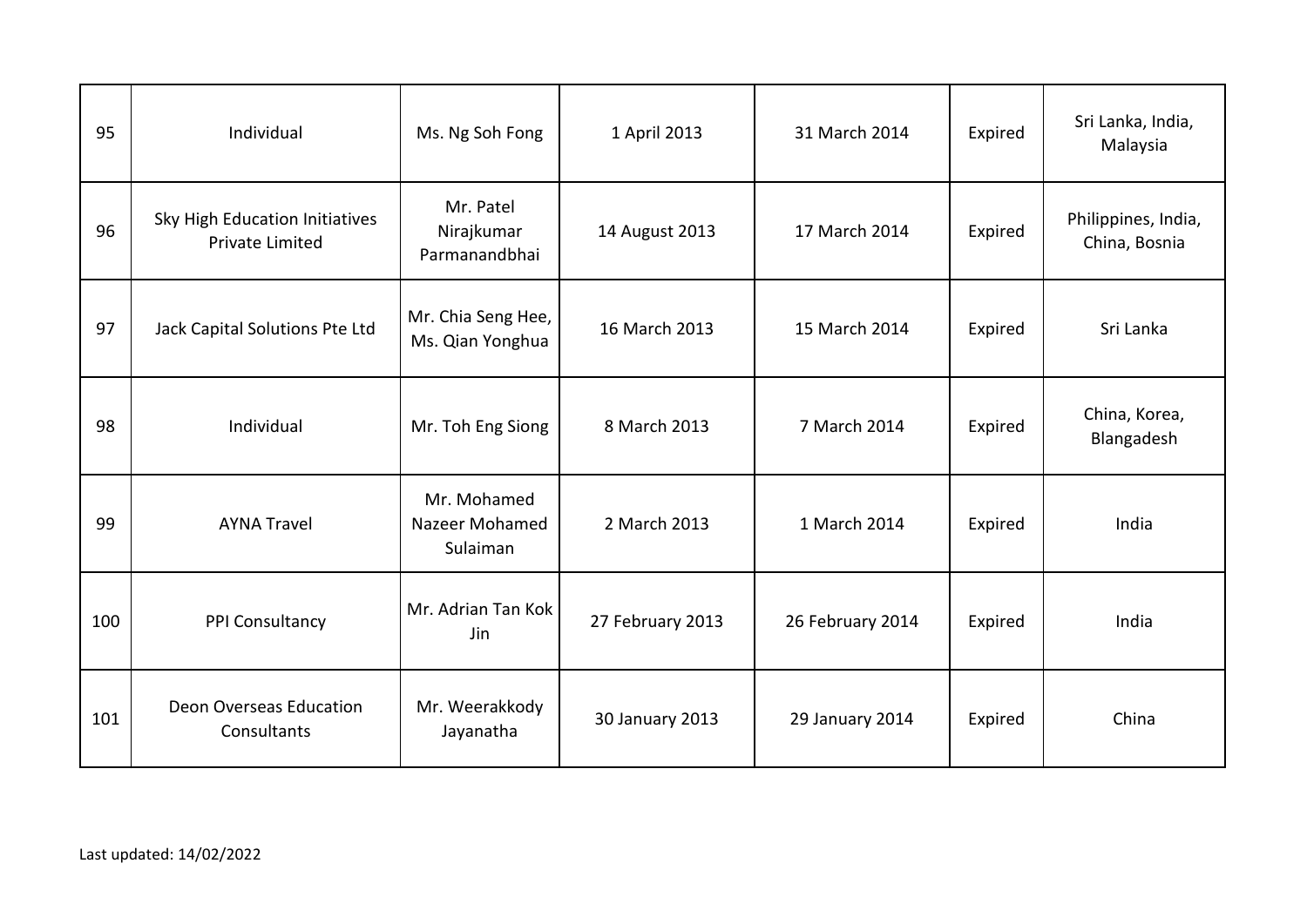| | | | | | | |
|---|---|---|---|---|---|---|
| 95 | Individual | Ms. Ng Soh Fong | 1 April 2013 | 31 March 2014 | Expired | Sri Lanka, India, Malaysia |
| 96 | Sky High Education Initiatives Private Limited | Mr. Patel Nirajkumar Parmanandbhai | 14 August 2013 | 17 March 2014 | Expired | Philippines, India, China, Bosnia |
| 97 | Jack Capital Solutions Pte Ltd | Mr. Chia Seng Hee, Ms. Qian Yonghua | 16 March 2013 | 15 March 2014 | Expired | Sri Lanka |
| 98 | Individual | Mr. Toh Eng Siong | 8 March 2013 | 7 March 2014 | Expired | China, Korea, Blangadesh |
| 99 | AYNA Travel | Mr. Mohamed Nazeer Mohamed Sulaiman | 2 March 2013 | 1 March 2014 | Expired | India |
| 100 | PPI Consultancy | Mr. Adrian Tan Kok Jin | 27 February 2013 | 26 February 2014 | Expired | India |
| 101 | Deon Overseas Education Consultants | Mr. Weerakkody Jayanatha | 30 January 2013 | 29 January 2014 | Expired | China |

Last updated: 14/02/2022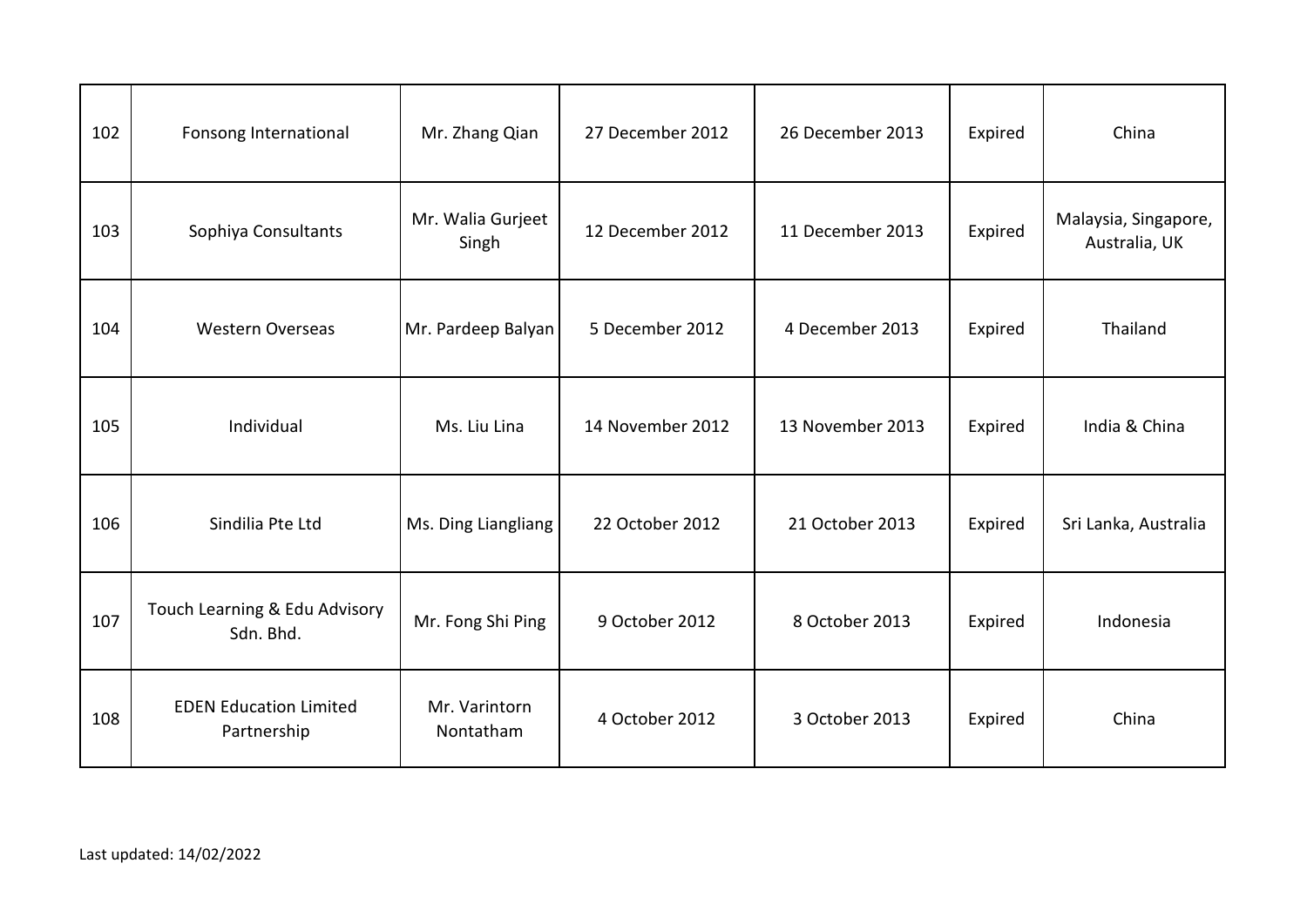| 102 | Fonsong International | Mr. Zhang Qian | 27 December 2012 | 26 December 2013 | Expired | China |
|---|---|---|---|---|---|---|
| 103 | Sophiya Consultants | Mr. Walia Gurjeet Singh | 12 December 2012 | 11 December 2013 | Expired | Malaysia, Singapore, Australia, UK |
| 104 | Western Overseas | Mr. Pardeep Balyan | 5 December 2012 | 4 December 2013 | Expired | Thailand |
| 105 | Individual | Ms. Liu Lina | 14 November 2012 | 13 November 2013 | Expired | India & China |
| 106 | Sindilia Pte Ltd | Ms. Ding Liangliang | 22 October 2012 | 21 October 2013 | Expired | Sri Lanka, Australia |
| 107 | Touch Learning & Edu Advisory Sdn. Bhd. | Mr. Fong Shi Ping | 9 October 2012 | 8 October 2013 | Expired | Indonesia |
| 108 | EDEN Education Limited Partnership | Mr. Varintorn Nontatham | 4 October 2012 | 3 October 2013 | Expired | China |

Last updated: 14/02/2022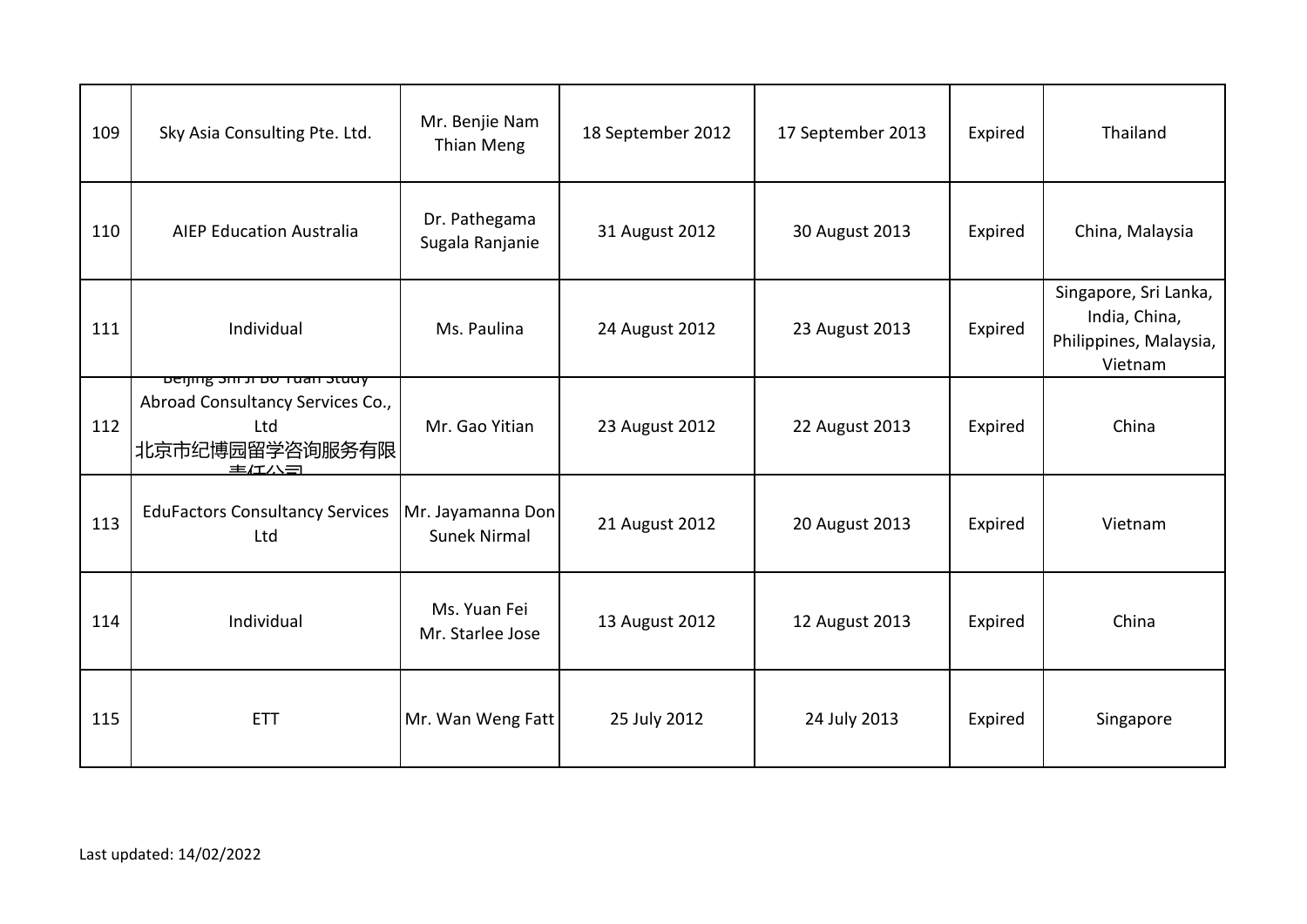| 109 | Sky Asia Consulting Pte. Ltd. | Mr. Benjie Nam Thian Meng | 18 September 2012 | 17 September 2013 | Expired | Thailand |
|---|---|---|---|---|---|---|
| 110 | AIEP Education Australia | Dr. Pathegama Sugala Ranjanie | 31 August 2012 | 30 August 2013 | Expired | China, Malaysia |
| 111 | Individual | Ms. Paulina | 24 August 2012 | 23 August 2013 | Expired | Singapore, Sri Lanka, India, China, Philippines, Malaysia, Vietnam |
| 112 | Beijing Shi Ji Bo Yuan Study Abroad Consultancy Services Co., Ltd 北京市纪博园留学咨询服务有限责任公司 | Mr. Gao Yitian | 23 August 2012 | 22 August 2013 | Expired | China |
| 113 | EduFactors Consultancy Services Ltd | Mr. Jayamanna Don Sunek Nirmal | 21 August 2012 | 20 August 2013 | Expired | Vietnam |
| 114 | Individual | Ms. Yuan Fei Mr. Starlee Jose | 13 August 2012 | 12 August 2013 | Expired | China |
| 115 | ETT | Mr. Wan Weng Fatt | 25 July 2012 | 24 July 2013 | Expired | Singapore |

Last updated: 14/02/2022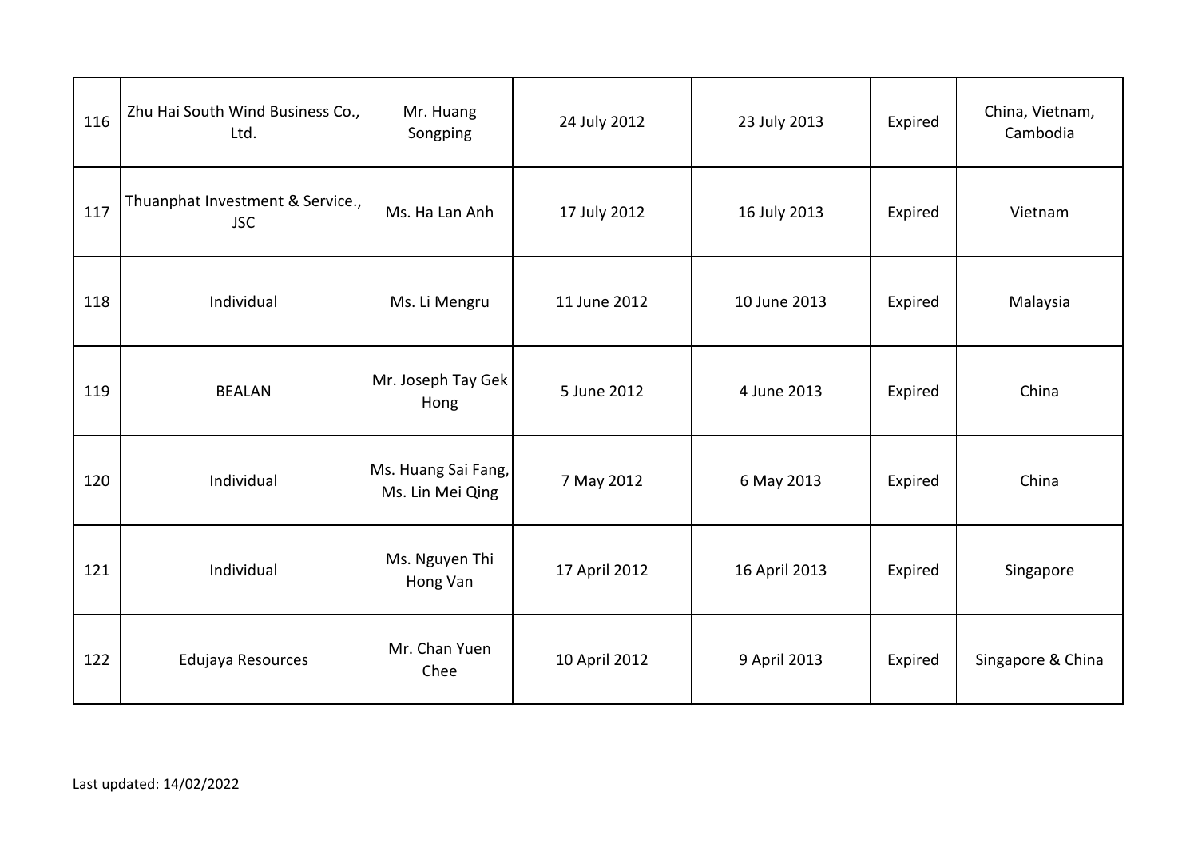| 116 | Zhu Hai South Wind Business Co., Ltd. | Mr. Huang Songping | 24 July 2012 | 23 July 2013 | Expired | China, Vietnam, Cambodia |
|---|---|---|---|---|---|---|
| 117 | Thuanphat Investment & Service., JSC | Ms. Ha Lan Anh | 17 July 2012 | 16 July 2013 | Expired | Vietnam |
| 118 | Individual | Ms. Li Mengru | 11 June 2012 | 10 June 2013 | Expired | Malaysia |
| 119 | BEALAN | Mr. Joseph Tay Gek Hong | 5 June 2012 | 4 June 2013 | Expired | China |
| 120 | Individual | Ms. Huang Sai Fang, Ms. Lin Mei Qing | 7 May 2012 | 6 May 2013 | Expired | China |
| 121 | Individual | Ms. Nguyen Thi Hong Van | 17 April 2012 | 16 April 2013 | Expired | Singapore |
| 122 | Edujaya Resources | Mr. Chan Yuen Chee | 10 April 2012 | 9 April 2013 | Expired | Singapore & China |

Last updated: 14/02/2022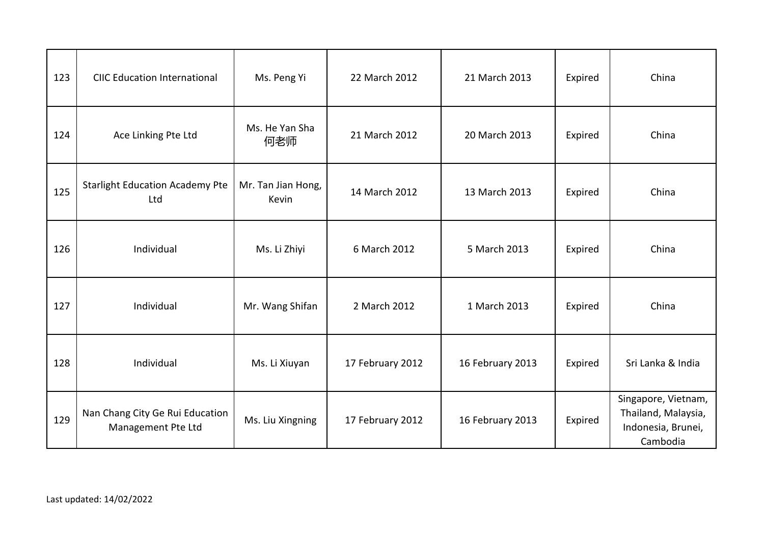| 123 | CIIC Education International | Ms. Peng Yi | 22 March 2012 | 21 March 2013 | Expired | China |
|---|---|---|---|---|---|---|
| 124 | Ace Linking Pte Ltd | Ms. He Yan Sha 何老师 | 21 March 2012 | 20 March 2013 | Expired | China |
| 125 | Starlight Education Academy Pte Ltd | Mr. Tan Jian Hong, Kevin | 14 March 2012 | 13 March 2013 | Expired | China |
| 126 | Individual | Ms. Li Zhiyi | 6 March 2012 | 5 March 2013 | Expired | China |
| 127 | Individual | Mr. Wang Shifan | 2 March 2012 | 1 March 2013 | Expired | China |
| 128 | Individual | Ms. Li Xiuyan | 17 February 2012 | 16 February 2013 | Expired | Sri Lanka & India |
| 129 | Nan Chang City Ge Rui Education Management Pte Ltd | Ms. Liu Xingning | 17 February 2012 | 16 February 2013 | Expired | Singapore, Vietnam, Thailand, Malaysia, Indonesia, Brunei, Cambodia |

Last updated: 14/02/2022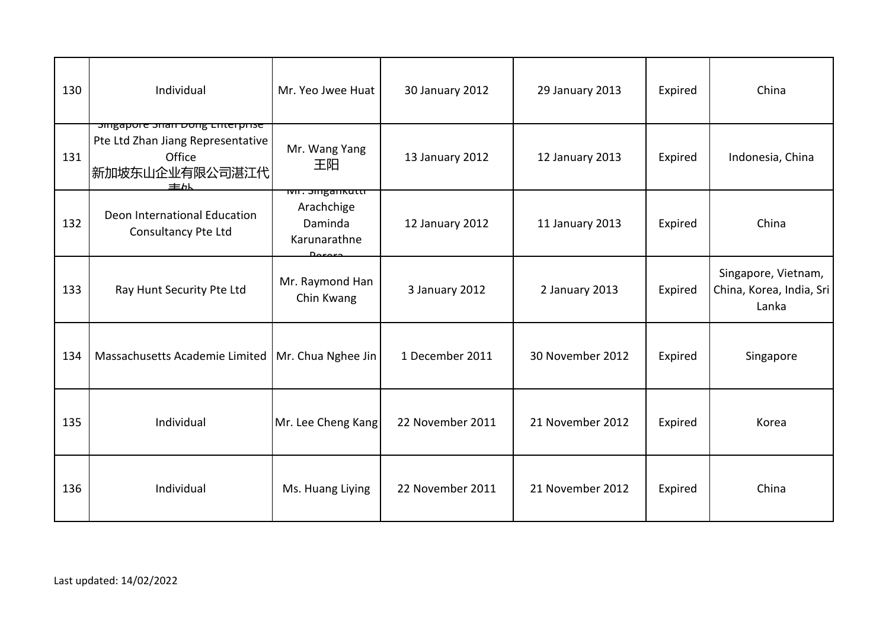| 130 | Individual | Mr. Yeo Jwee Huat | 30 January 2012 | 29 January 2013 | Expired | China |
|---|---|---|---|---|---|---|
| 131 | Singapore Shan Dong Enterprise Pte Ltd Zhan Jiang Representative Office 新加坡东山企业有限公司湛江代表处 | Mr. Wang Yang 王阳 | 13 January 2012 | 12 January 2013 | Expired | Indonesia, China |
| 132 | Deon International Education Consultancy Pte Ltd | Mr. Singankutti Arachchige Daminda Karunarathne Perera | 12 January 2012 | 11 January 2013 | Expired | China |
| 133 | Ray Hunt Security Pte Ltd | Mr. Raymond Han Chin Kwang | 3 January 2012 | 2 January 2013 | Expired | Singapore, Vietnam, China, Korea, India, Sri Lanka |
| 134 | Massachusetts Academie Limited | Mr. Chua Nghee Jin | 1 December 2011 | 30 November 2012 | Expired | Singapore |
| 135 | Individual | Mr. Lee Cheng Kang | 22 November 2011 | 21 November 2012 | Expired | Korea |
| 136 | Individual | Ms. Huang Liying | 22 November 2011 | 21 November 2012 | Expired | China |

Last updated: 14/02/2022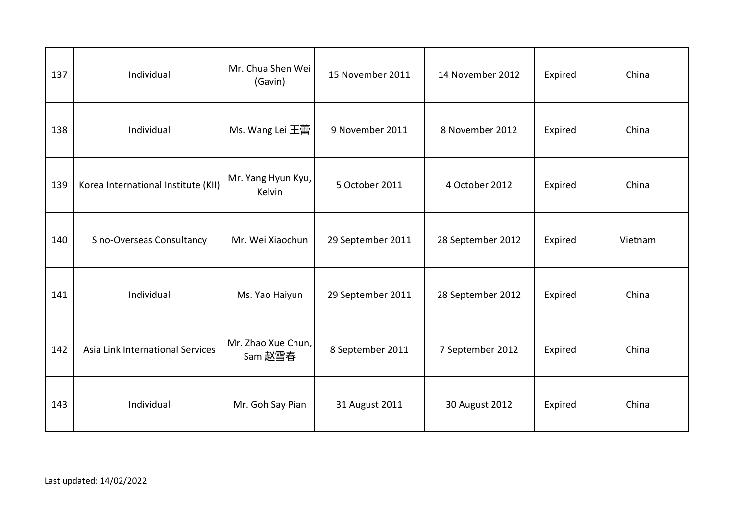| 137 | Individual | Mr. Chua Shen Wei (Gavin) | 15 November 2011 | 14 November 2012 | Expired | China |
|---|---|---|---|---|---|---|
| 138 | Individual | Ms. Wang Lei 王蕾 | 9 November 2011 | 8 November 2012 | Expired | China |
| 139 | Korea International Institute (KII) | Mr. Yang Hyun Kyu, Kelvin | 5 October 2011 | 4 October 2012 | Expired | China |
| 140 | Sino-Overseas Consultancy | Mr. Wei Xiaochun | 29 September 2011 | 28 September 2012 | Expired | Vietnam |
| 141 | Individual | Ms. Yao Haiyun | 29 September 2011 | 28 September 2012 | Expired | China |
| 142 | Asia Link International Services | Mr. Zhao Xue Chun, Sam 赵雪春 | 8 September 2011 | 7 September 2012 | Expired | China |
| 143 | Individual | Mr. Goh Say Pian | 31 August 2011 | 30 August 2012 | Expired | China |

Last updated: 14/02/2022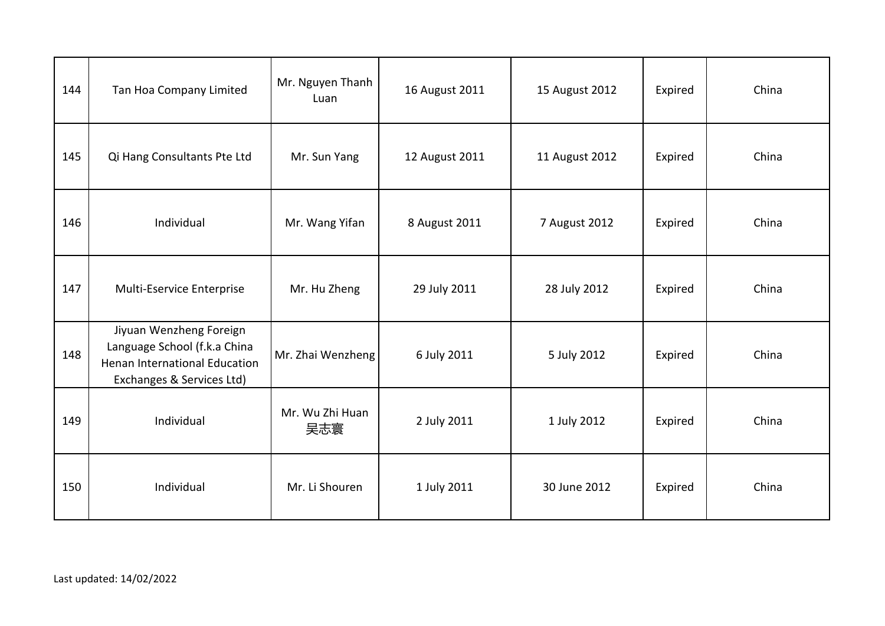| | | | | | | |
|---|---|---|---|---|---|---|
| 144 | Tan Hoa Company Limited | Mr. Nguyen Thanh Luan | 16 August 2011 | 15 August 2012 | Expired | China |
| 145 | Qi Hang Consultants Pte Ltd | Mr. Sun Yang | 12 August 2011 | 11 August 2012 | Expired | China |
| 146 | Individual | Mr. Wang Yifan | 8 August 2011 | 7 August 2012 | Expired | China |
| 147 | Multi-Eservice Enterprise | Mr. Hu Zheng | 29 July 2011 | 28 July 2012 | Expired | China |
| 148 | Jiyuan Wenzheng Foreign Language School (f.k.a China Henan International Education Exchanges & Services Ltd) | Mr. Zhai Wenzheng | 6 July 2011 | 5 July 2012 | Expired | China |
| 149 | Individual | Mr. Wu Zhi Huan 吴志寰 | 2 July 2011 | 1 July 2012 | Expired | China |
| 150 | Individual | Mr. Li Shouren | 1 July 2011 | 30 June 2012 | Expired | China |

Last updated: 14/02/2022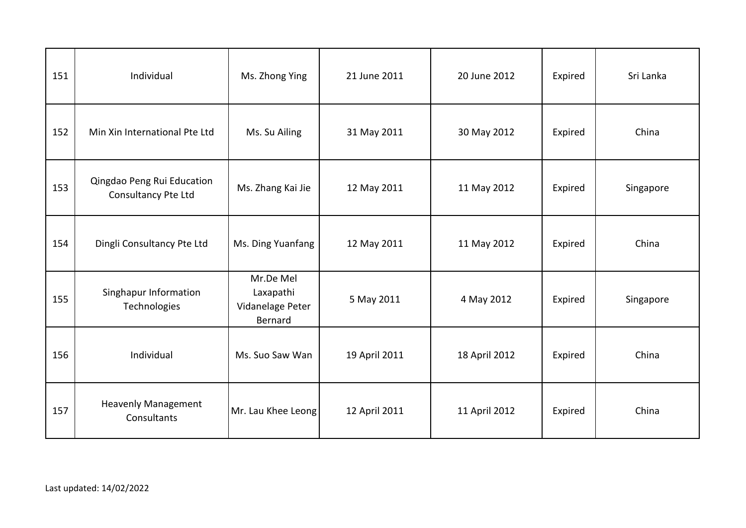| 151 | Individual | Ms. Zhong Ying | 21 June 2011 | 20 June 2012 | Expired | Sri Lanka |
|---|---|---|---|---|---|---|
| 152 | Min Xin International Pte Ltd | Ms. Su Ailing | 31 May 2011 | 30 May 2012 | Expired | China |
| 153 | Qingdao Peng Rui Education Consultancy Pte Ltd | Ms. Zhang Kai Jie | 12 May 2011 | 11 May 2012 | Expired | Singapore |
| 154 | Dingli Consultancy Pte Ltd | Ms. Ding Yuanfang | 12 May 2011 | 11 May 2012 | Expired | China |
| 155 | Singhapur Information Technologies | Mr.De Mel Laxapathi Vidanelage Peter Bernard | 5 May 2011 | 4 May 2012 | Expired | Singapore |
| 156 | Individual | Ms. Suo Saw Wan | 19 April 2011 | 18 April 2012 | Expired | China |
| 157 | Heavenly Management Consultants | Mr. Lau Khee Leong | 12 April 2011 | 11 April 2012 | Expired | China |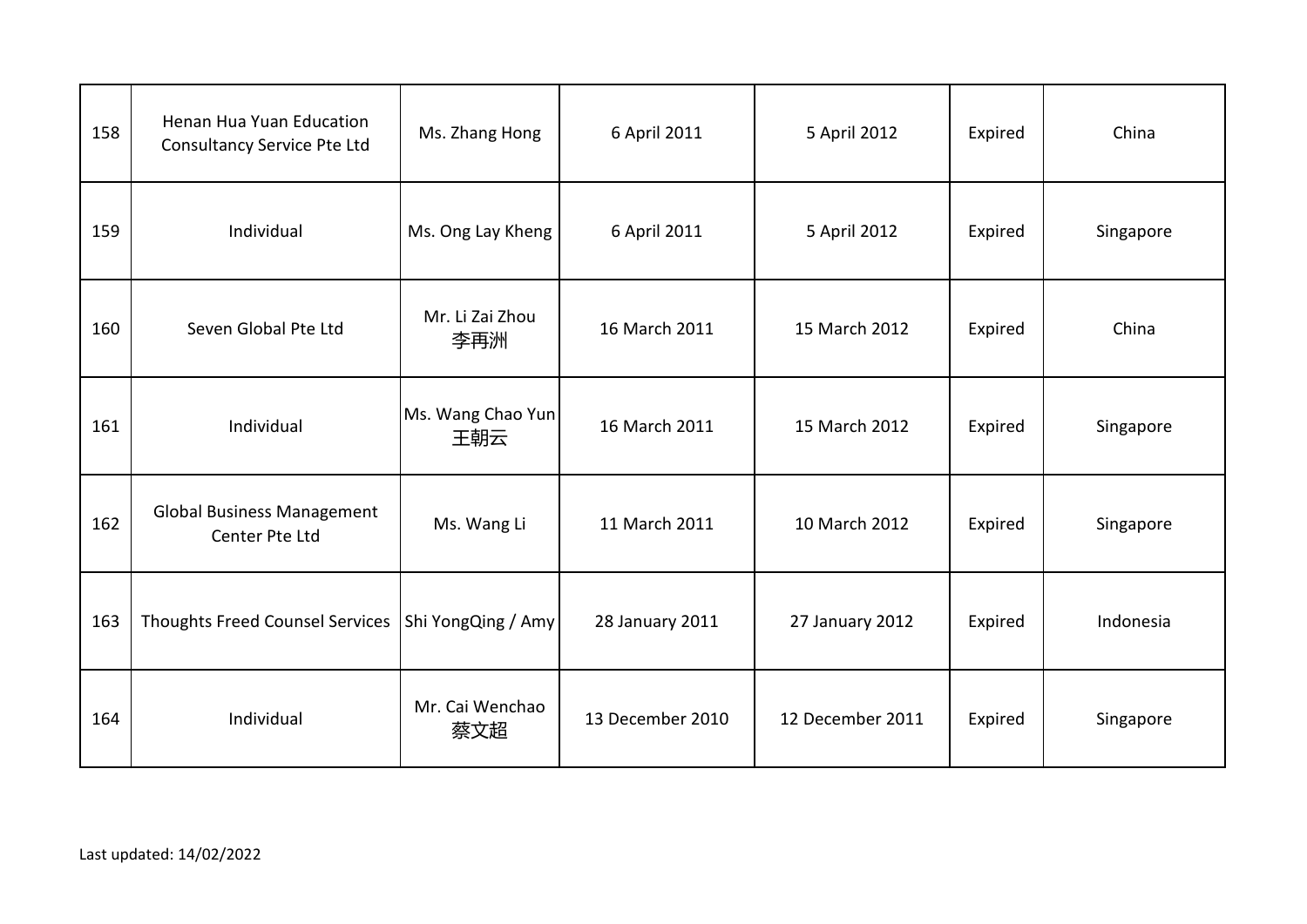| | | | | | | |
|---|---|---|---|---|---|---|
| 158 | Henan Hua Yuan Education Consultancy Service Pte Ltd | Ms. Zhang Hong | 6 April 2011 | 5 April 2012 | Expired | China |
| 159 | Individual | Ms. Ong Lay Kheng | 6 April 2011 | 5 April 2012 | Expired | Singapore |
| 160 | Seven Global Pte Ltd | Mr. Li Zai Zhou 李再洲 | 16 March 2011 | 15 March 2012 | Expired | China |
| 161 | Individual | Ms. Wang Chao Yun 王朝云 | 16 March 2011 | 15 March 2012 | Expired | Singapore |
| 162 | Global Business Management Center Pte Ltd | Ms. Wang Li | 11 March 2011 | 10 March 2012 | Expired | Singapore |
| 163 | Thoughts Freed Counsel Services | Shi YongQing / Amy | 28 January 2011 | 27 January 2012 | Expired | Indonesia |
| 164 | Individual | Mr. Cai Wenchao 蔡文超 | 13 December 2010 | 12 December 2011 | Expired | Singapore |

Last updated: 14/02/2022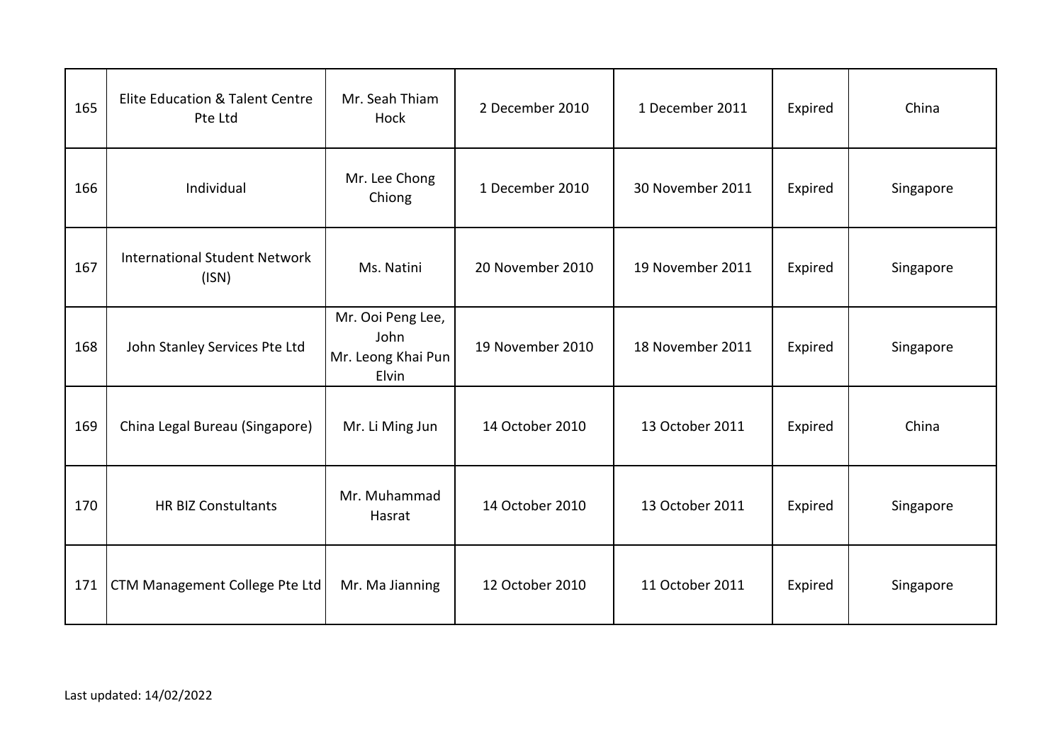| 165 | Elite Education & Talent Centre Pte Ltd | Mr. Seah Thiam Hock | 2 December 2010 | 1 December 2011 | Expired | China |
|---|---|---|---|---|---|---|
| 166 | Individual | Mr. Lee Chong Chiong | 1 December 2010 | 30 November 2011 | Expired | Singapore |
| 167 | International Student Network (ISN) | Ms. Natini | 20 November 2010 | 19 November 2011 | Expired | Singapore |
| 168 | John Stanley Services Pte Ltd | Mr. Ooi Peng Lee, John<br>Mr. Leong Khai Pun Elvin | 19 November 2010 | 18 November 2011 | Expired | Singapore |
| 169 | China Legal Bureau (Singapore) | Mr. Li Ming Jun | 14 October 2010 | 13 October 2011 | Expired | China |
| 170 | HR BIZ Constultants | Mr. Muhammad Hasrat | 14 October 2010 | 13 October 2011 | Expired | Singapore |
| 171 | CTM Management College Pte Ltd | Mr. Ma Jianning | 12 October 2010 | 11 October 2011 | Expired | Singapore |

Last updated: 14/02/2022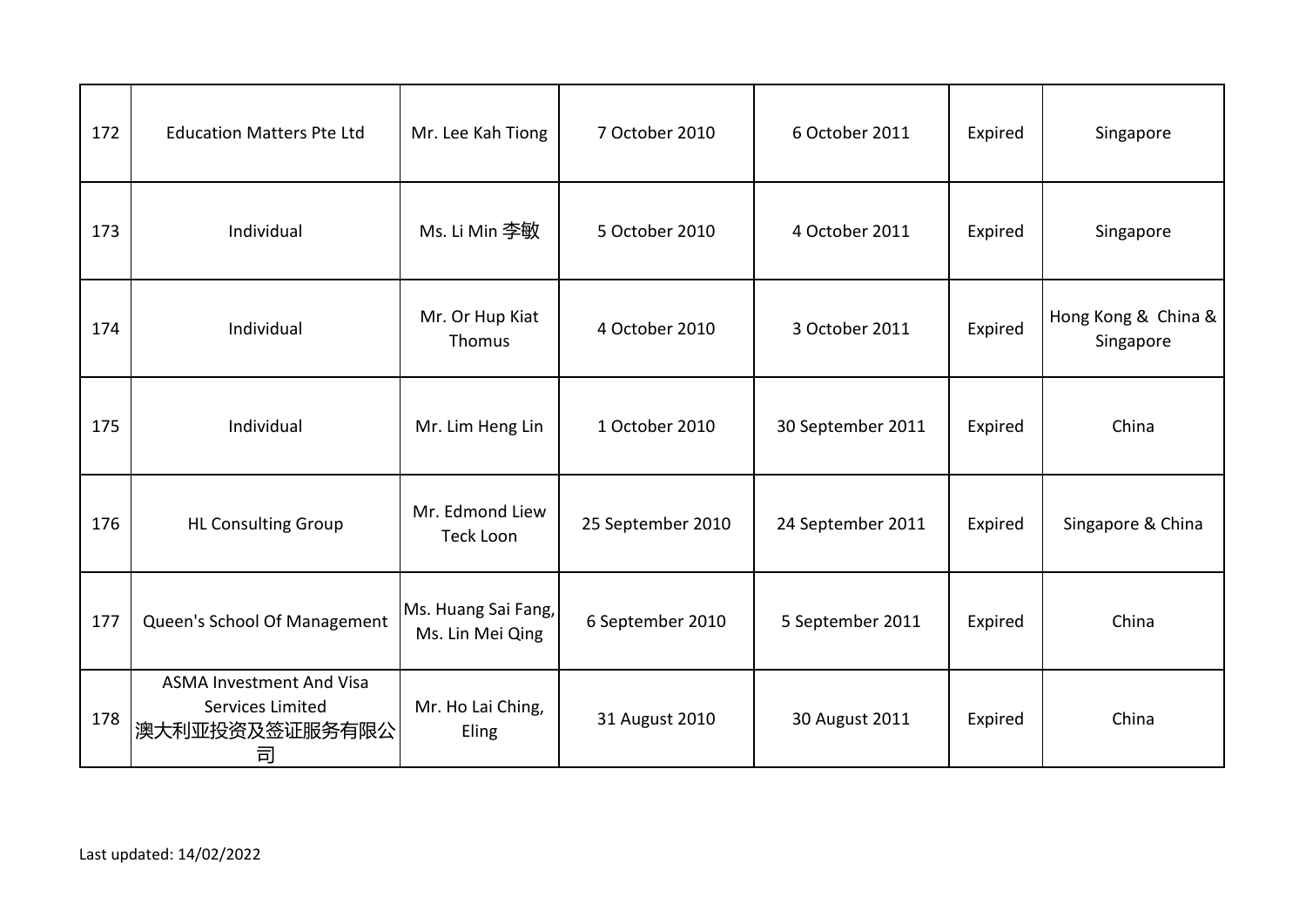| 172 | Education Matters Pte Ltd | Mr. Lee Kah Tiong | 7 October 2010 | 6 October 2011 | Expired | Singapore |
|---|---|---|---|---|---|---|
| 173 | Individual | Ms. Li Min 李敏 | 5 October 2010 | 4 October 2011 | Expired | Singapore |
| 174 | Individual | Mr. Or Hup Kiat Thomus | 4 October 2010 | 3 October 2011 | Expired | Hong Kong & China & Singapore |
| 175 | Individual | Mr. Lim Heng Lin | 1 October 2010 | 30 September 2011 | Expired | China |
| 176 | HL Consulting Group | Mr. Edmond Liew Teck Loon | 25 September 2010 | 24 September 2011 | Expired | Singapore & China |
| 177 | Queen's School Of Management | Ms. Huang Sai Fang, Ms. Lin Mei Qing | 6 September 2010 | 5 September 2011 | Expired | China |
| 178 | ASMA Investment And Visa Services Limited 澳大利亚投资及签证服务有限公司 | Mr. Ho Lai Ching, Eling | 31 August 2010 | 30 August 2011 | Expired | China |

Last updated: 14/02/2022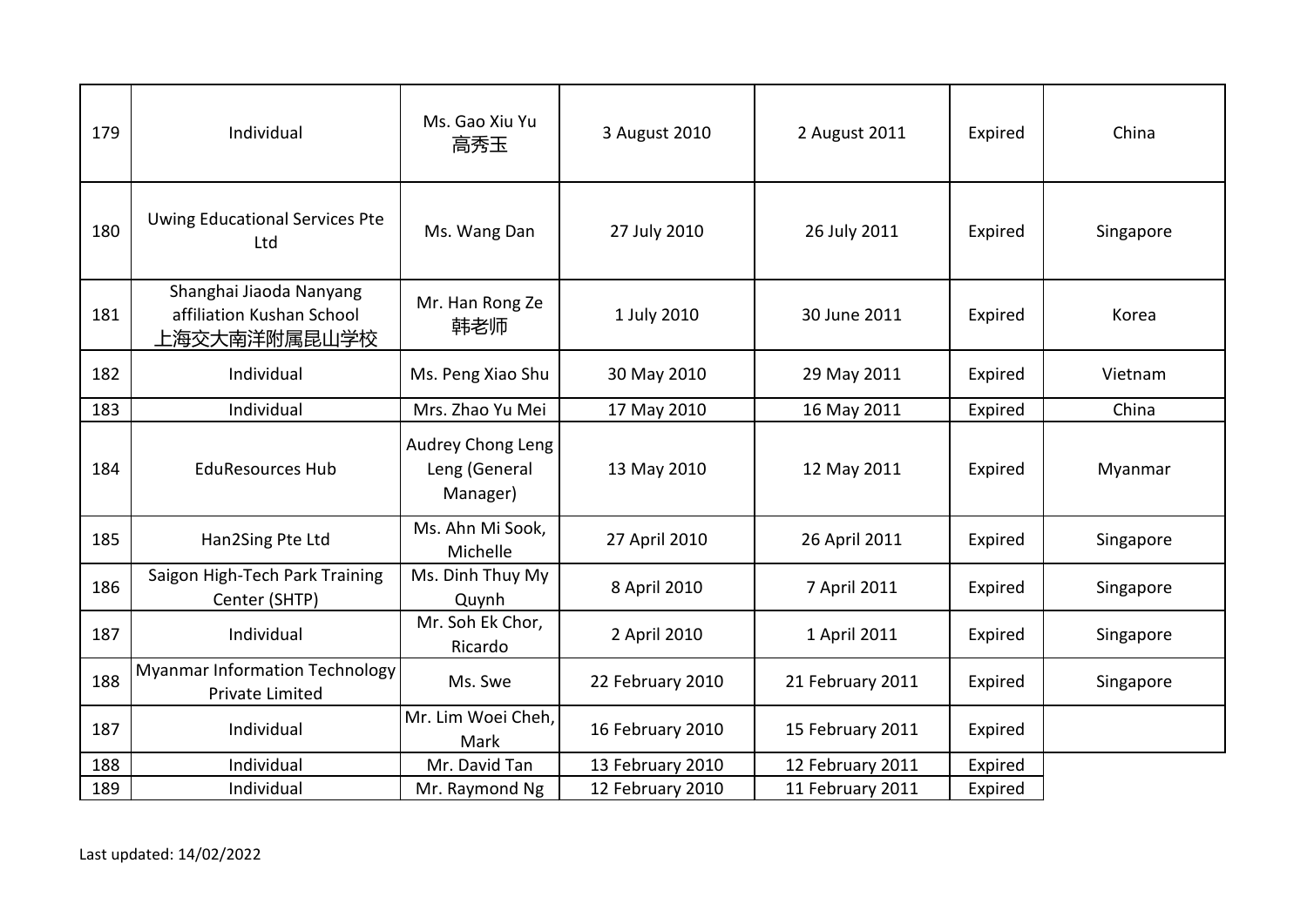| | | | | | | |
|---|---|---|---|---|---|---|
| 179 | Individual | Ms. Gao Xiu Yu 高秀玉 | 3 August 2010 | 2 August 2011 | Expired | China |
| 180 | Uwing Educational Services Pte Ltd | Ms. Wang Dan | 27 July 2010 | 26 July 2011 | Expired | Singapore |
| 181 | Shanghai Jiaoda Nanyang affiliation Kushan School 上海交大南洋附属昆山学校 | Mr. Han Rong Ze 韩老师 | 1 July 2010 | 30 June 2011 | Expired | Korea |
| 182 | Individual | Ms. Peng Xiao Shu | 30 May 2010 | 29 May 2011 | Expired | Vietnam |
| 183 | Individual | Mrs. Zhao Yu Mei | 17 May 2010 | 16 May 2011 | Expired | China |
| 184 | EduResources Hub | Audrey Chong Leng Leng (General Manager) | 13 May 2010 | 12 May 2011 | Expired | Myanmar |
| 185 | Han2Sing Pte Ltd | Ms. Ahn Mi Sook, Michelle | 27 April 2010 | 26 April 2011 | Expired | Singapore |
| 186 | Saigon High-Tech Park Training Center (SHTP) | Ms. Dinh Thuy My Quynh | 8 April 2010 | 7 April 2011 | Expired | Singapore |
| 187 | Individual | Mr. Soh Ek Chor, Ricardo | 2 April 2010 | 1 April 2011 | Expired | Singapore |
| 188 | Myanmar Information Technology Private Limited | Ms. Swe | 22 February 2010 | 21 February 2011 | Expired | Singapore |
| 187 | Individual | Mr. Lim Woei Cheh, Mark | 16 February 2010 | 15 February 2011 | Expired | |
| 188 | Individual | Mr. David Tan | 13 February 2010 | 12 February 2011 | Expired | |
| 189 | Individual | Mr. Raymond Ng | 12 February 2010 | 11 February 2011 | Expired | |

Last updated: 14/02/2022